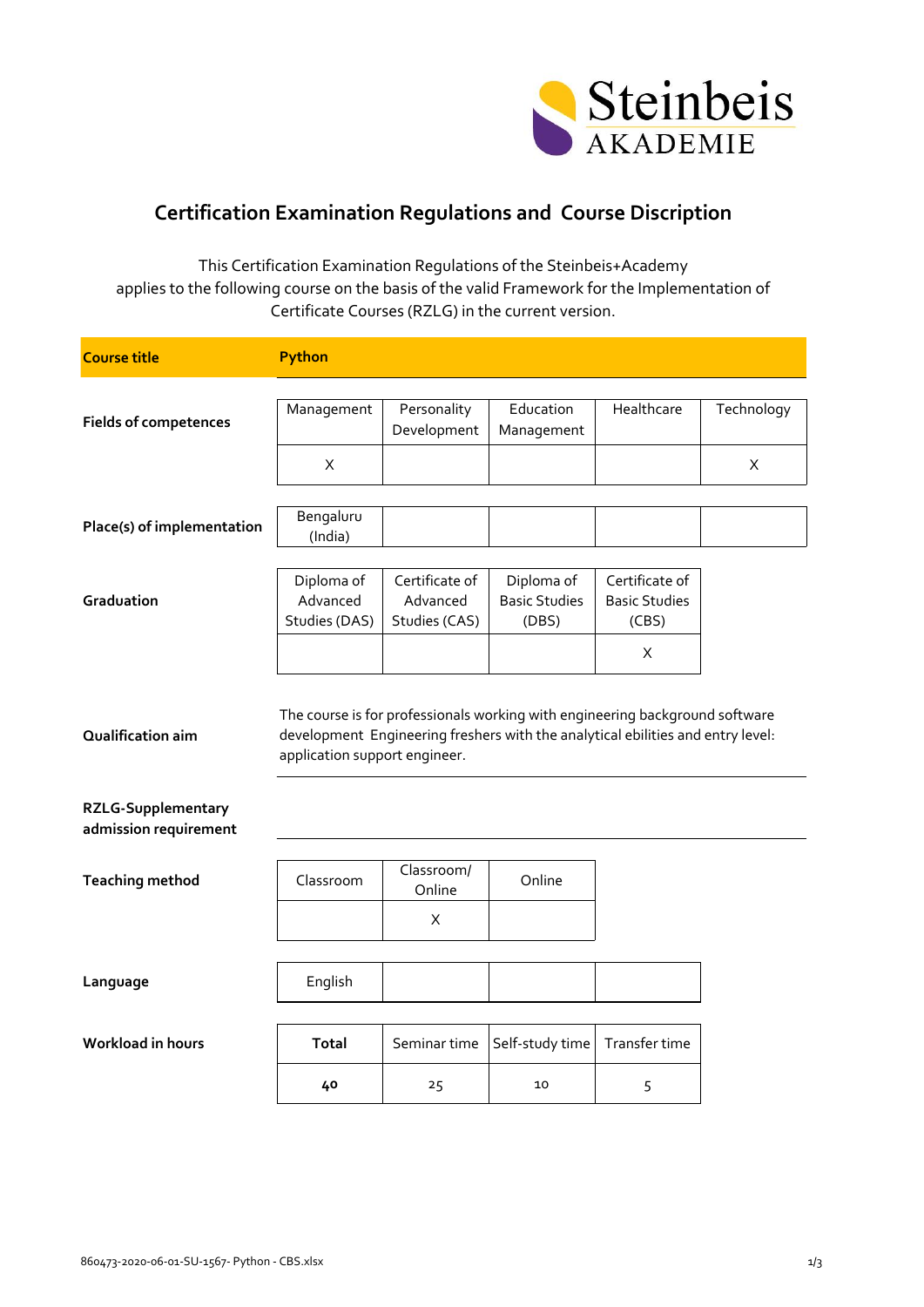Steinbeis AKADEMIE

# Certification Examination Regulations and Course Discription

This Certification Examination Regulations of the Steinbeis+Academy applies to the following course on the basis of the valid Framework for the Implementation of Certificate Courses (RZLG) in the current version.

**Course title** — **Python**

**Fields of competences**

| Management | Personality Development | Education Management | Healthcare | Technology |
|---|---|---|---|---|
| X | | | | X |

**Place(s) of implementation**

| Bengaluru (India) | | | | |
|---|---|---|---|---|

**Graduation**

| Diploma of Advanced Studies (DAS) | Certificate of Advanced Studies (CAS) | Diploma of Basic Studies (DBS) | Certificate of Basic Studies (CBS) |
|---|---|---|---|
| | | | X |

**Qualification aim**

The course is for professionals working with engineering background software development Engineering freshers with the analytical ebilities and entry level: application support engineer.

**RZLG-Supplementary admission requirement**

**Teaching method**

| Classroom | Classroom/ Online | Online |
|---|---|---|
| | X | |

**Language**

| English | | | |
|---|---|---|---|

**Workload in hours**

| **Total** | Seminar time | Self-study time | Transfer time |
|---|---|---|---|
| **40** | 25 | 10 | 5 |

860473-2020-06-01-SU-1567- Python - CBS.xlsx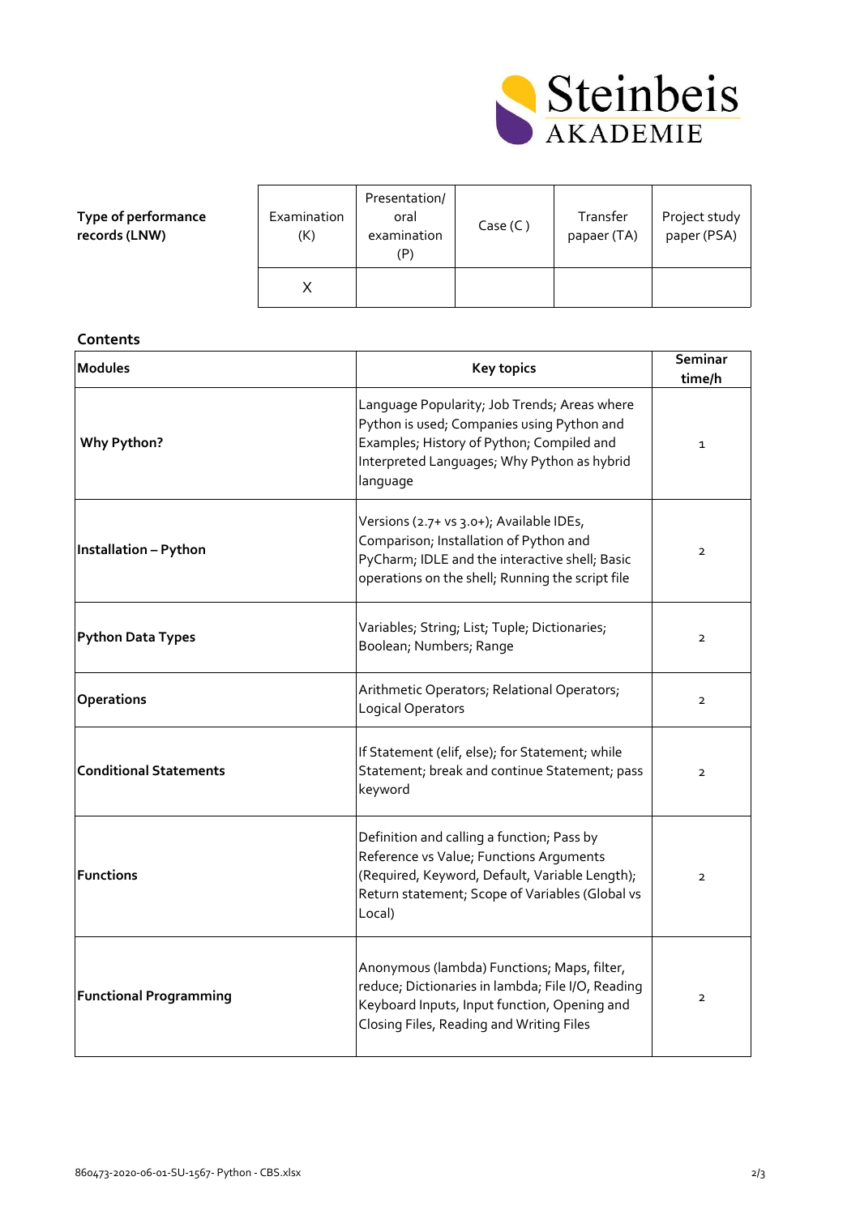| Type of performance records (LNW) | Examination (K) | Presentation/ oral examination (P) | Case (C ) | Transfer papaer (TA) | Project study paper (PSA) |
|---|---|---|---|---|---|
| | X | | | | |

**Contents**

| Modules | Key topics | Seminar time/h |
|---|---|---|
| **Why Python?** | Language Popularity; Job Trends; Areas where Python is used; Companies using Python and Examples; History of Python; Compiled and Interpreted Languages; Why Python as hybrid language | 1 |
| **Installation – Python** | Versions (2.7+ vs 3.0+); Available IDEs, Comparison; Installation of Python and PyCharm; IDLE and the interactive shell; Basic operations on the shell; Running the script file | 2 |
| **Python Data Types** | Variables; String; List; Tuple; Dictionaries; Boolean; Numbers; Range | 2 |
| **Operations** | Arithmetic Operators; Relational Operators; Logical Operators | 2 |
| **Conditional Statements** | If Statement (elif, else); for Statement; while Statement; break and continue Statement; pass keyword | 2 |
| **Functions** | Definition and calling a function; Pass by Reference vs Value; Functions Arguments (Required, Keyword, Default, Variable Length); Return statement; Scope of Variables (Global vs Local) | 2 |
| **Functional Programming** | Anonymous (lambda) Functions; Maps, filter, reduce; Dictionaries in lambda; File I/O, Reading Keyboard Inputs, Input function, Opening and Closing Files, Reading and Writing Files | 2 |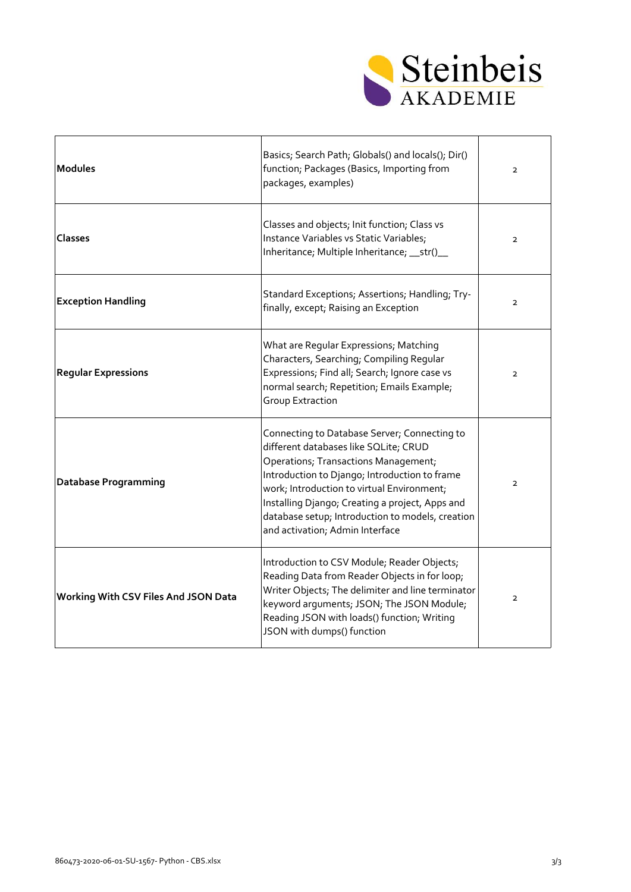| | | |
|---|---|---|
| **Modules** | Basics; Search Path; Globals() and locals(); Dir() function; Packages (Basics, Importing from packages, examples) | 2 |
| **Classes** | Classes and objects; Init function; Class vs Instance Variables vs Static Variables; Inheritance; Multiple Inheritance; __str()__ | 2 |
| **Exception Handling** | Standard Exceptions; Assertions; Handling; Try-finally, except; Raising an Exception | 2 |
| **Regular Expressions** | What are Regular Expressions; Matching Characters, Searching; Compiling Regular Expressions; Find all; Search; Ignore case vs normal search; Repetition; Emails Example; Group Extraction | 2 |
| **Database Programming** | Connecting to Database Server; Connecting to different databases like SQLite; CRUD Operations; Transactions Management; Introduction to Django; Introduction to frame work; Introduction to virtual Environment; Installing Django; Creating a project, Apps and database setup; Introduction to models, creation and activation; Admin Interface | 2 |
| **Working With CSV Files And JSON Data** | Introduction to CSV Module; Reader Objects; Reading Data from Reader Objects in for loop; Writer Objects; The delimiter and line terminator keyword arguments; JSON; The JSON Module; Reading JSON with loads() function; Writing JSON with dumps() function | 2 |